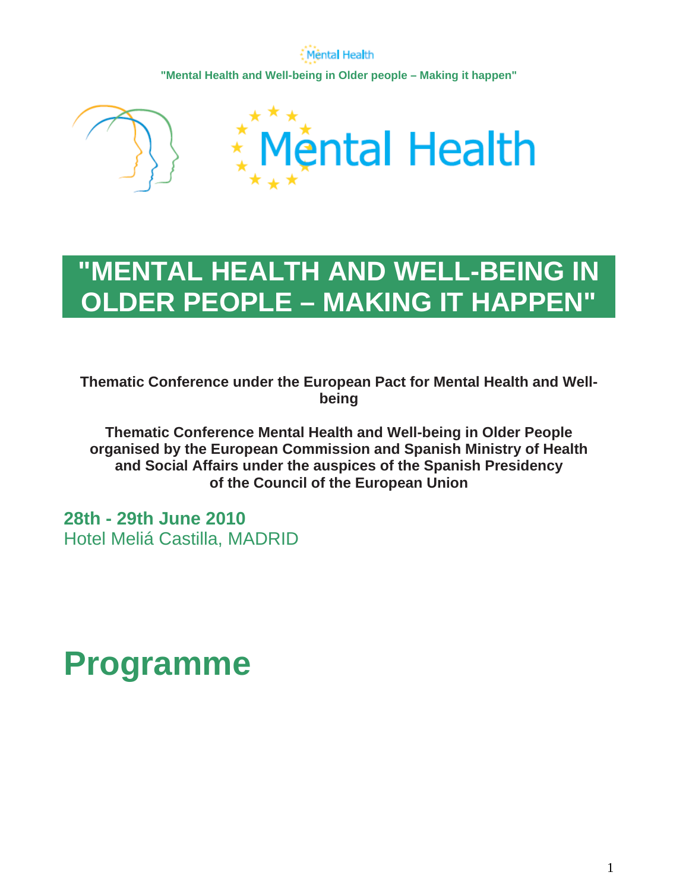# "MENTAL HEALTH AND WELL-BEING IN OLDER PEOPLE – MAKING IT HAPPEN"

**Thematic Conference under the European Pact for Mental Health and Well-being**

**Thematic Conference Mental Health and Well-being in Older People organised by the European Commission and Spanish Ministry of Health and Social Affairs under the auspices of the Spanish Presidency of the Council of the European Union**

**28th - 29th June 2010**
Hotel Meliá Castilla, MADRID

# Programme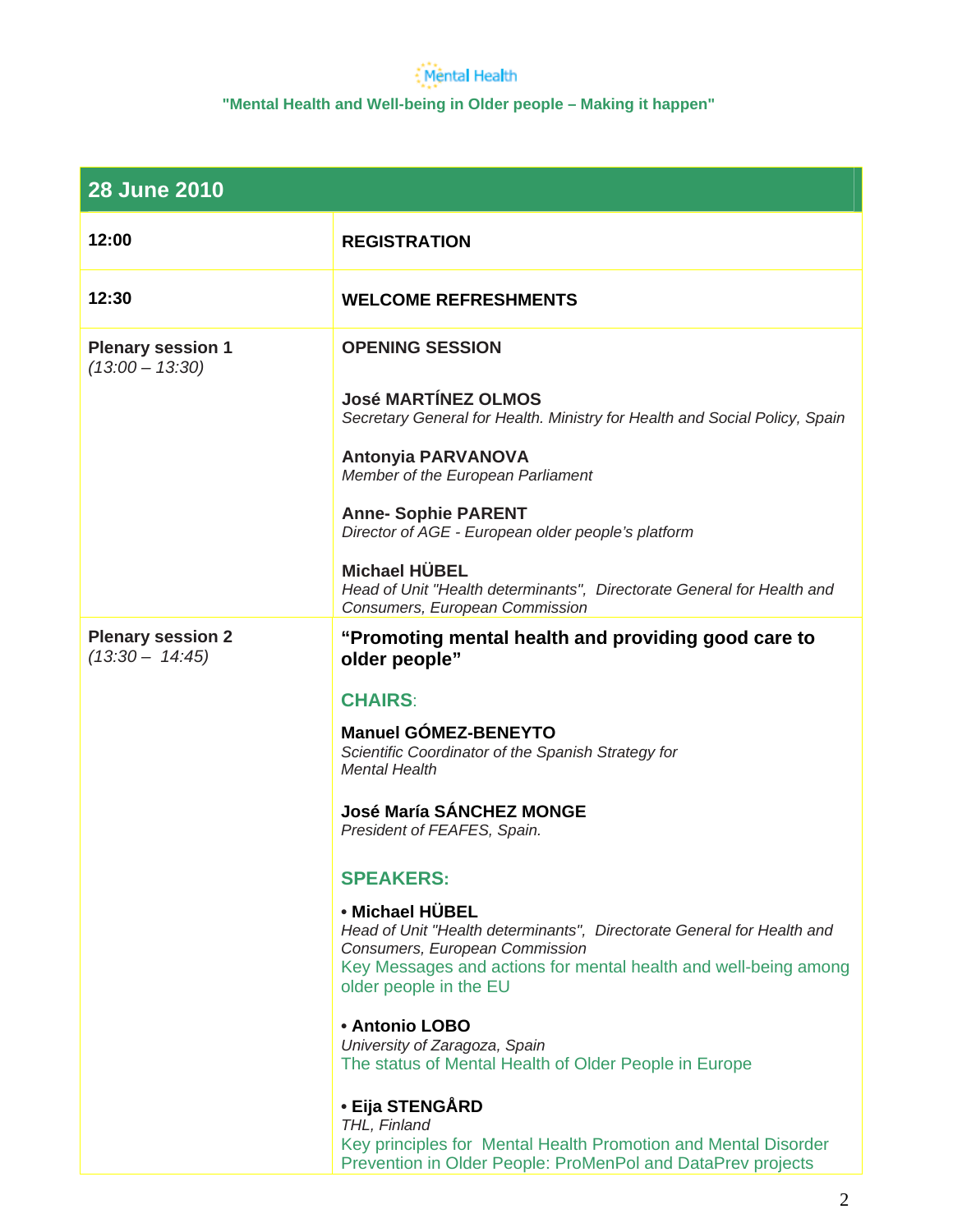"Mental Health and Well-being in Older people – Making it happen"

| 28 June 2010 | |
|---|---|
| **12:00** | **REGISTRATION** |
| **12:30** | **WELCOME REFRESHMENTS** |
| **Plenary session 1** *(13:00 – 13:30)* | **OPENING SESSION**<br><br>**José MARTÍNEZ OLMOS**<br>*Secretary General for Health. Ministry for Health and Social Policy, Spain*<br><br>**Antonyia PARVANOVA**<br>*Member of the European Parliament*<br><br>**Anne- Sophie PARENT**<br>*Director of AGE - European older people's platform*<br><br>**Michael HÜBEL**<br>*Head of Unit "Health determinants", Directorate General for Health and Consumers, European Commission* |
| **Plenary session 2** *(13:30 – 14:45)* | **"Promoting mental health and providing good care to older people"**<br><br>**CHAIRS**:<br><br>**Manuel GÓMEZ-BENEYTO**<br>*Scientific Coordinator of the Spanish Strategy for Mental Health*<br><br>**José María SÁNCHEZ MONGE**<br>*President of FEAFES, Spain.*<br><br>**SPEAKERS:**<br><br>• **Michael HÜBEL**<br>*Head of Unit "Health determinants", Directorate General for Health and Consumers, European Commission*<br>Key Messages and actions for mental health and well-being among older people in the EU<br><br>• **Antonio LOBO**<br>*University of Zaragoza, Spain*<br>The status of Mental Health of Older People in Europe<br><br>• **Eija STENGÅRD**<br>*THL, Finland*<br>Key principles for Mental Health Promotion and Mental Disorder Prevention in Older People: ProMenPol and DataPrev projects |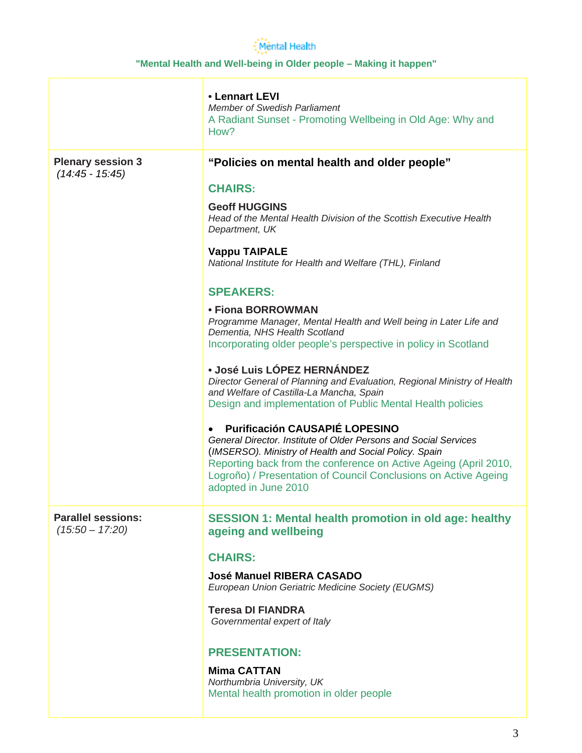| | |
|---|---|
| | • **Lennart LEVI**<br>*Member of Swedish Parliament*<br>A Radiant Sunset - Promoting Wellbeing in Old Age: Why and How? |
| **Plenary session 3**<br>*(14:45 - 15:45)* | **“Policies on mental health and older people”**<br><br>**CHAIRS:**<br><br>**Geoff HUGGINS**<br>*Head of the Mental Health Division of the Scottish Executive Health Department, UK*<br><br>**Vappu TAIPALE**<br>*National Institute for Health and Welfare (THL), Finland*<br><br>**SPEAKERS:**<br><br>• **Fiona BORROWMAN**<br>*Programme Manager, Mental Health and Well being in Later Life and Dementia, NHS Health Scotland*<br>Incorporating older people’s perspective in policy in Scotland<br><br>• **José Luis LÓPEZ HERNÁNDEZ**<br>*Director General of Planning and Evaluation, Regional Ministry of Health and Welfare of Castilla-La Mancha, Spain*<br>Design and implementation of Public Mental Health policies<br><br>• **Purificación CAUSAPIÉ LOPESINO**<br>*General Director. Institute of Older Persons and Social Services (IMSERSO). Ministry of Health and Social Policy. Spain*<br>Reporting back from the conference on Active Ageing (April 2010, Logroño) / Presentation of Council Conclusions on Active Ageing adopted in June 2010 |
| **Parallel sessions:**<br>*(15:50 – 17:20)* | **SESSION 1: Mental health promotion in old age: healthy ageing and wellbeing**<br><br>**CHAIRS:**<br><br>**José Manuel RIBERA CASADO**<br>*European Union Geriatric Medicine Society (EUGMS)*<br><br>**Teresa DI FIANDRA**<br>*Governmental expert of Italy*<br><br>**PRESENTATION:**<br><br>**Mima CATTAN**<br>*Northumbria University, UK*<br>Mental health promotion in older people |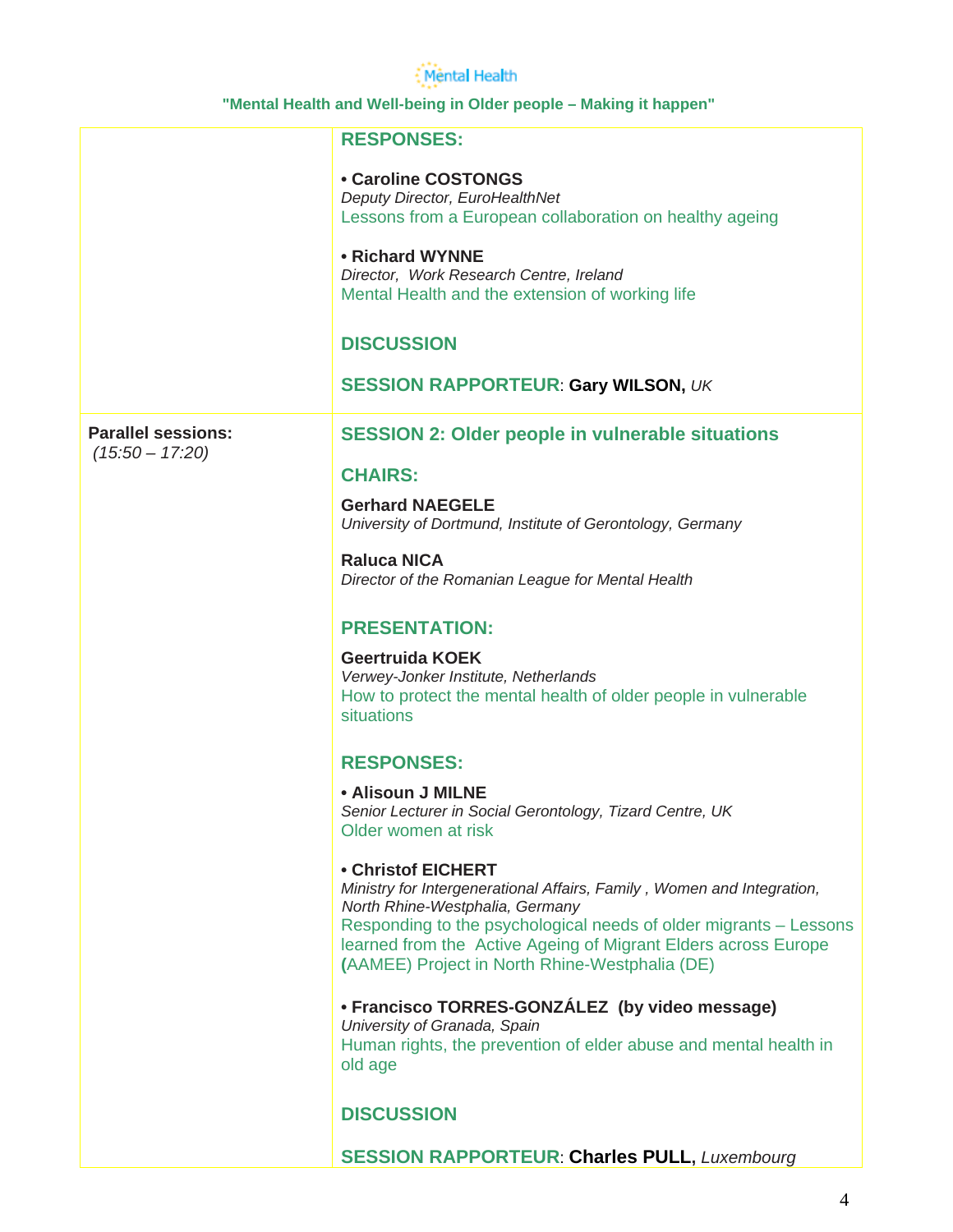**RESPONSES:**

• **Caroline COSTONGS**
*Deputy Director, EuroHealthNet*
Lessons from a European collaboration on healthy ageing

• **Richard WYNNE**
*Director, Work Research Centre, Ireland*
Mental Health and the extension of working life

**DISCUSSION**

**SESSION RAPPORTEUR**: **Gary WILSON,** *UK*

---

**Parallel sessions:**
*(15:50 – 17:20)*

**SESSION 2: Older people in vulnerable situations**

**CHAIRS:**

**Gerhard NAEGELE**
*University of Dortmund, Institute of Gerontology, Germany*

**Raluca NICA**
*Director of the Romanian League for Mental Health*

**PRESENTATION:**

**Geertruida KOEK**
*Verwey-Jonker Institute, Netherlands*
How to protect the mental health of older people in vulnerable situations

**RESPONSES:**

• **Alisoun J MILNE**
*Senior Lecturer in Social Gerontology, Tizard Centre, UK*
Older women at risk

• **Christof EICHERT**
*Ministry for Intergenerational Affairs, Family , Women and Integration, North Rhine-Westphalia, Germany*
Responding to the psychological needs of older migrants – Lessons learned from the Active Ageing of Migrant Elders across Europe (AAMEE) Project in North Rhine-Westphalia (DE)

• **Francisco TORRES-GONZÁLEZ (by video message)**
*University of Granada, Spain*
Human rights, the prevention of elder abuse and mental health in old age

**DISCUSSION**

**SESSION RAPPORTEUR**: **Charles PULL,** *Luxembourg*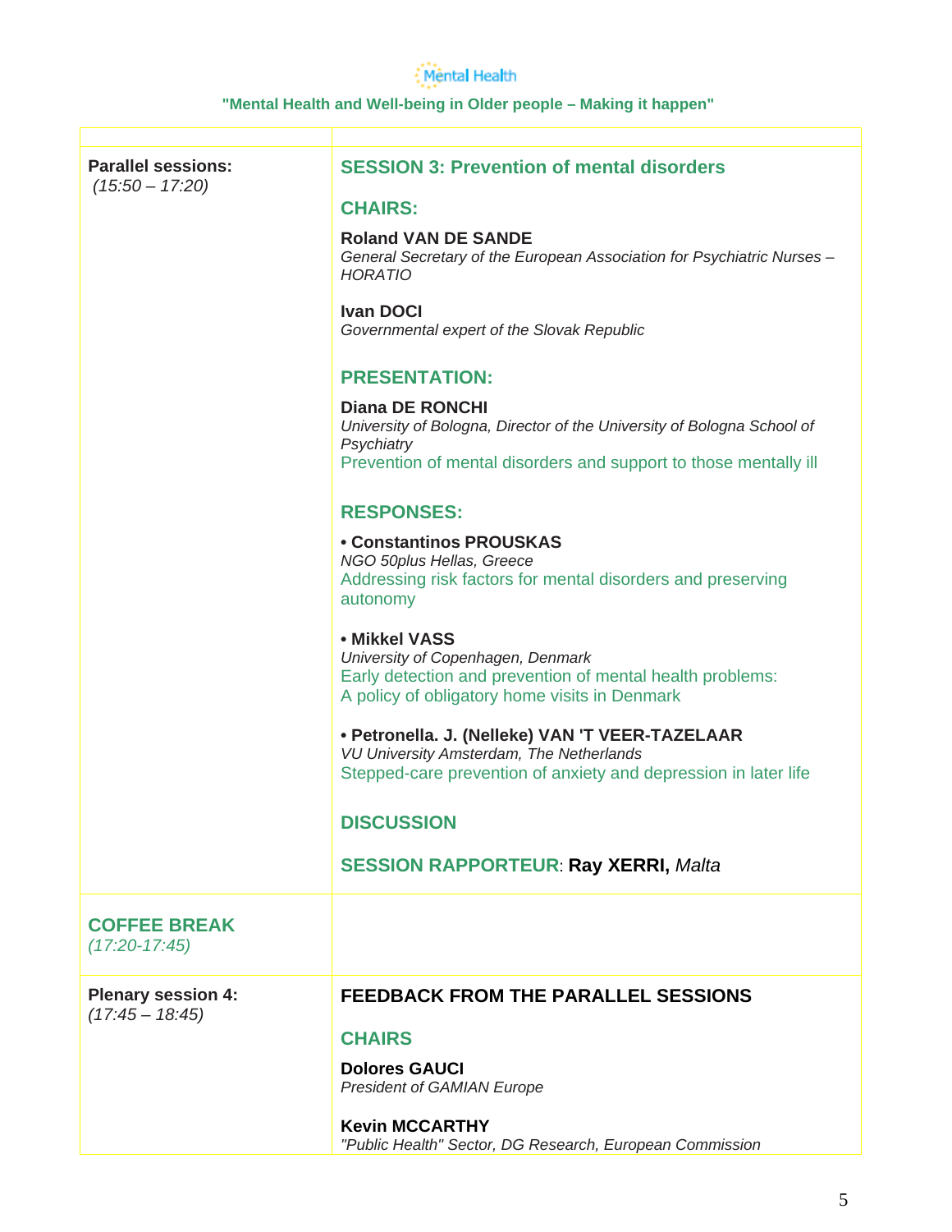| | |
|---|---|
| **Parallel sessions:** *(15:50 – 17:20)* | **SESSION 3: Prevention of mental disorders**<br><br>**CHAIRS:**<br><br>**Roland VAN DE SANDE**<br>*General Secretary of the European Association for Psychiatric Nurses – HORATIO*<br><br>**Ivan DOCI**<br>*Governmental expert of the Slovak Republic*<br><br>**PRESENTATION:**<br><br>**Diana DE RONCHI**<br>*University of Bologna, Director of the University of Bologna School of Psychiatry*<br>Prevention of mental disorders and support to those mentally ill<br><br>**RESPONSES:**<br><br>• **Constantinos PROUSKAS**<br>*NGO 50plus Hellas, Greece*<br>Addressing risk factors for mental disorders and preserving autonomy<br><br>• **Mikkel VASS**<br>*University of Copenhagen, Denmark*<br>Early detection and prevention of mental health problems: A policy of obligatory home visits in Denmark<br><br>• **Petronella. J. (Nelleke) VAN 'T VEER-TAZELAAR**<br>*VU University Amsterdam, The Netherlands*<br>Stepped-care prevention of anxiety and depression in later life<br><br>**DISCUSSION**<br><br>**SESSION RAPPORTEUR**: **Ray XERRI,** *Malta* |
| **COFFEE BREAK** *(17:20-17:45)* | |
| **Plenary session 4:** *(17:45 – 18:45)* | **FEEDBACK FROM THE PARALLEL SESSIONS**<br><br>**CHAIRS**<br><br>**Dolores GAUCI**<br>*President of GAMIAN Europe*<br><br>**Kevin MCCARTHY**<br>*"Public Health" Sector, DG Research, European Commission* |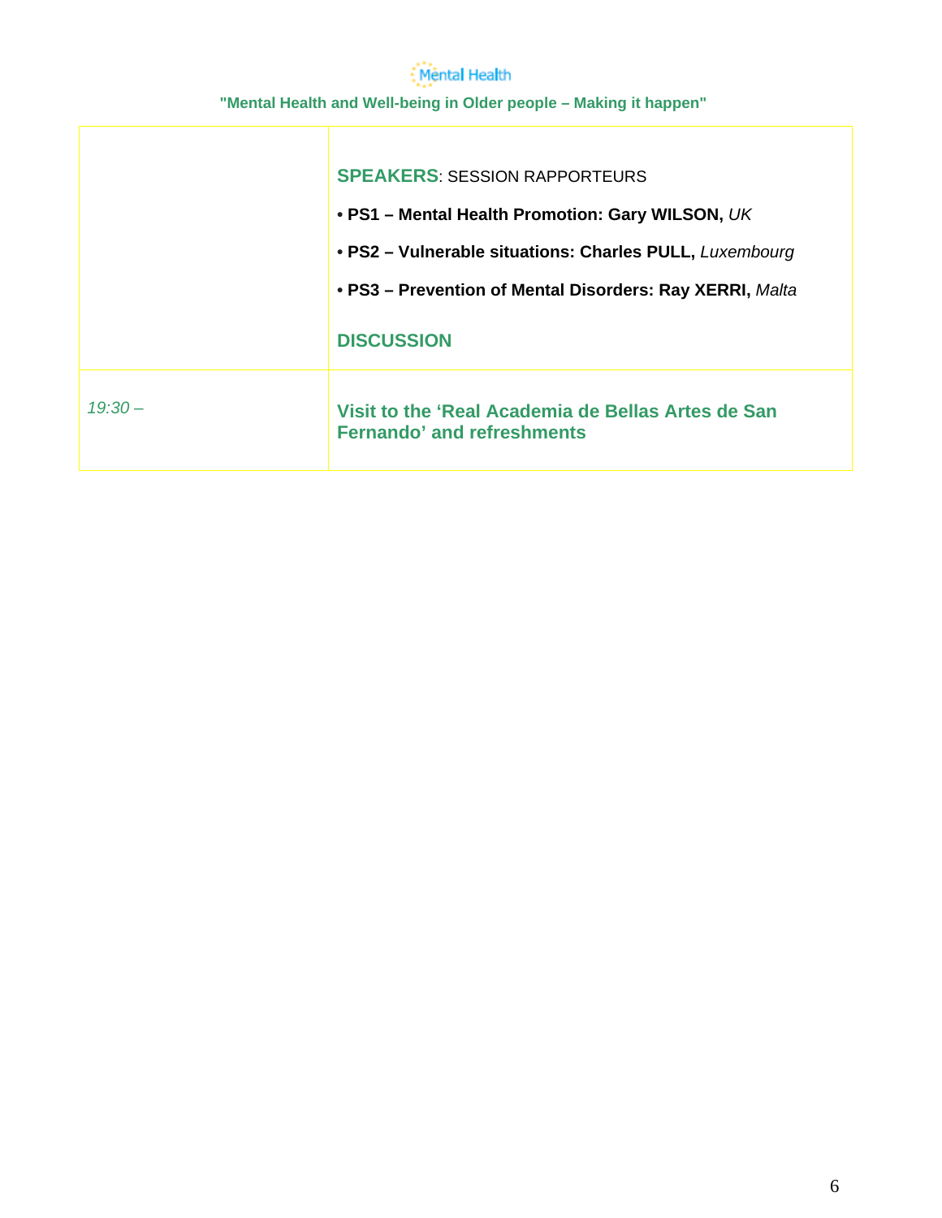| | |
|---|---|
| | **SPEAKERS**: SESSION RAPPORTEURS<br>• **PS1 – Mental Health Promotion: Gary WILSON,** *UK*<br>• **PS2 – Vulnerable situations: Charles PULL,** *Luxembourg*<br>• **PS3 – Prevention of Mental Disorders: Ray XERRI,** *Malta*<br><br>**DISCUSSION** |
| *19:30 –* | **Visit to the 'Real Academia de Bellas Artes de San Fernando' and refreshments** |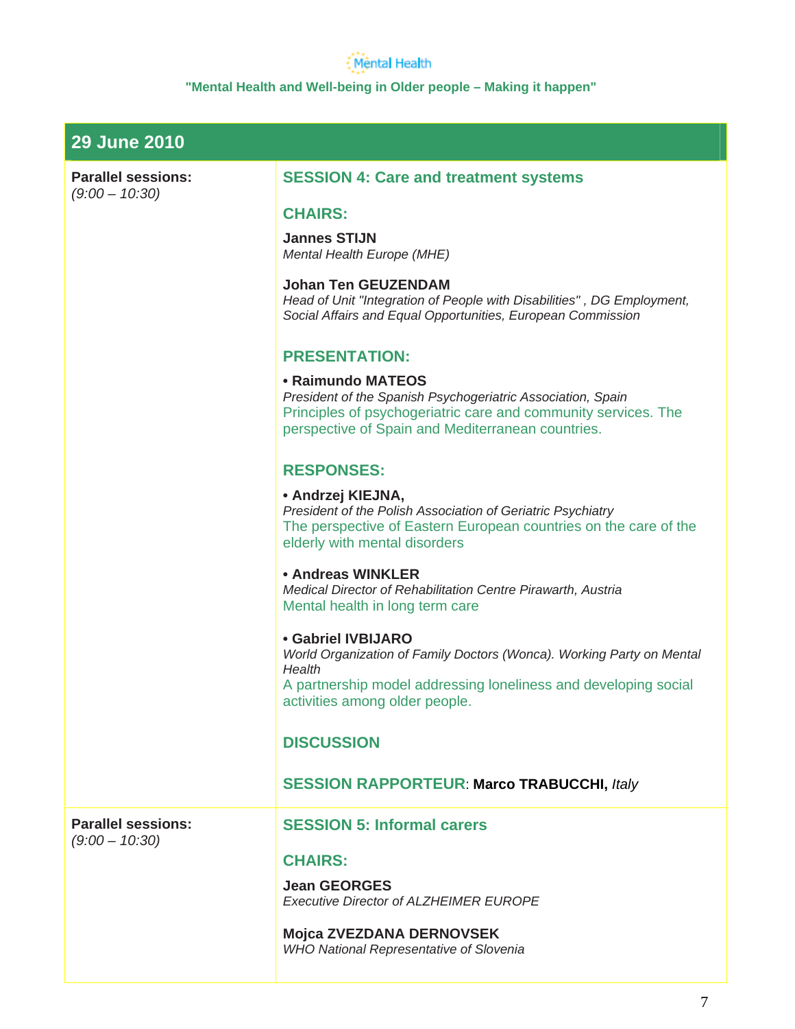## 29 June 2010

| | |
|---|---|
| **Parallel sessions:** *(9:00 – 10:30)* | **SESSION 4: Care and treatment systems**<br><br>**CHAIRS:**<br><br>**Jannes STIJN**<br>*Mental Health Europe (MHE)*<br><br>**Johan Ten GEUZENDAM**<br>*Head of Unit "Integration of People with Disabilities" , DG Employment, Social Affairs and Equal Opportunities, European Commission*<br><br>**PRESENTATION:**<br><br>• **Raimundo MATEOS**<br>*President of the Spanish Psychogeriatric Association, Spain*<br>Principles of psychogeriatric care and community services. The perspective of Spain and Mediterranean countries.<br><br>**RESPONSES:**<br><br>• **Andrzej KIEJNA,**<br>*President of the Polish Association of Geriatric Psychiatry*<br>The perspective of Eastern European countries on the care of the elderly with mental disorders<br><br>• **Andreas WINKLER**<br>*Medical Director of Rehabilitation Centre Pirawarth, Austria*<br>Mental health in long term care<br><br>• **Gabriel IVBIJARO**<br>*World Organization of Family Doctors (Wonca). Working Party on Mental Health*<br>A partnership model addressing loneliness and developing social activities among older people.<br><br>**DISCUSSION**<br><br>**SESSION RAPPORTEUR**: **Marco TRABUCCHI,** *Italy* |
| **Parallel sessions:** *(9:00 – 10:30)* | **SESSION 5: Informal carers**<br><br>**CHAIRS:**<br><br>**Jean GEORGES**<br>*Executive Director of ALZHEIMER EUROPE*<br><br>**Mojca ZVEZDANA DERNOVSEK**<br>*WHO National Representative of Slovenia* |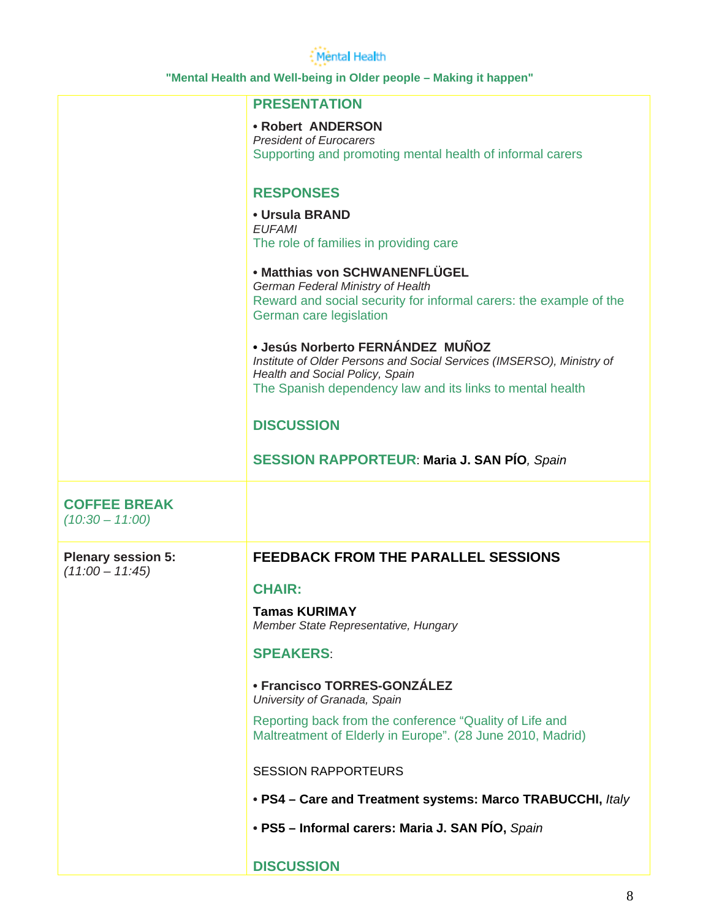| | |
|---|---|
| | **PRESENTATION**<br><br>• **Robert ANDERSON**<br>*President of Eurocarers*<br>Supporting and promoting mental health of informal carers<br><br>**RESPONSES**<br><br>• **Ursula BRAND**<br>*EUFAMI*<br>The role of families in providing care<br><br>• **Matthias von SCHWANENFLÜGEL**<br>*German Federal Ministry of Health*<br>Reward and social security for informal carers: the example of the German care legislation<br><br>• **Jesús Norberto FERNÁNDEZ MUÑOZ**<br>*Institute of Older Persons and Social Services (IMSERSO), Ministry of Health and Social Policy, Spain*<br>The Spanish dependency law and its links to mental health<br><br>**DISCUSSION**<br><br>**SESSION RAPPORTEUR**: **Maria J. SAN PÍO**, *Spain* |
| **COFFEE BREAK**<br>*(10:30 – 11:00)* | |
| **Plenary session 5:**<br>*(11:00 – 11:45)* | **FEEDBACK FROM THE PARALLEL SESSIONS**<br><br>**CHAIR:**<br><br>**Tamas KURIMAY**<br>*Member State Representative, Hungary*<br><br>**SPEAKERS**:<br><br>• **Francisco TORRES-GONZÁLEZ**<br>*University of Granada, Spain*<br><br>Reporting back from the conference "Quality of Life and Maltreatment of Elderly in Europe". (28 June 2010, Madrid)<br><br>SESSION RAPPORTEURS<br><br>• **PS4 – Care and Treatment systems: Marco TRABUCCHI,** *Italy*<br><br>• **PS5 – Informal carers: Maria J. SAN PÍO,** *Spain*<br><br>**DISCUSSION** |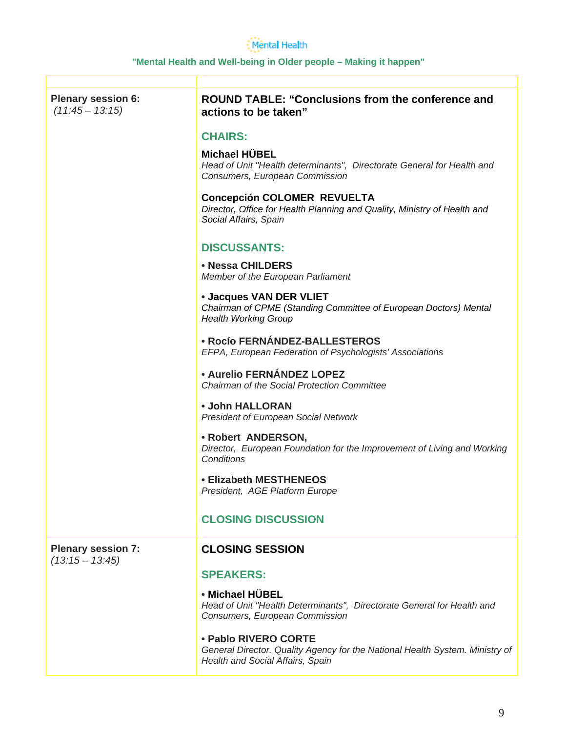| | |
|---|---|
| **Plenary session 6:** *(11:45 – 13:15)* | **ROUND TABLE: "Conclusions from the conference and actions to be taken"**<br><br>**CHAIRS:**<br><br>**Michael HÜBEL**<br>*Head of Unit "Health determinants", Directorate General for Health and Consumers, European Commission*<br><br>**Concepción COLOMER REVUELTA**<br>*Director, Office for Health Planning and Quality, Ministry of Health and Social Affairs, Spain*<br><br>**DISCUSSANTS:**<br><br>• **Nessa CHILDERS**<br>*Member of the European Parliament*<br><br>• **Jacques VAN DER VLIET**<br>*Chairman of CPME (Standing Committee of European Doctors) Mental Health Working Group*<br><br>• **Rocío FERNÁNDEZ-BALLESTEROS**<br>*EFPA, European Federation of Psychologists' Associations*<br><br>• **Aurelio FERNÁNDEZ LOPEZ**<br>*Chairman of the Social Protection Committee*<br><br>• **John HALLORAN**<br>*President of European Social Network*<br><br>• **Robert ANDERSON,**<br>*Director, European Foundation for the Improvement of Living and Working Conditions*<br><br>• **Elizabeth MESTHENEOS**<br>*President, AGE Platform Europe*<br><br>**CLOSING DISCUSSION** |
| **Plenary session 7:** *(13:15 – 13:45)* | **CLOSING SESSION**<br><br>**SPEAKERS:**<br><br>• **Michael HÜBEL**<br>*Head of Unit "Health Determinants", Directorate General for Health and Consumers, European Commission*<br><br>• **Pablo RIVERO CORTE**<br>*General Director. Quality Agency for the National Health System. Ministry of Health and Social Affairs, Spain* |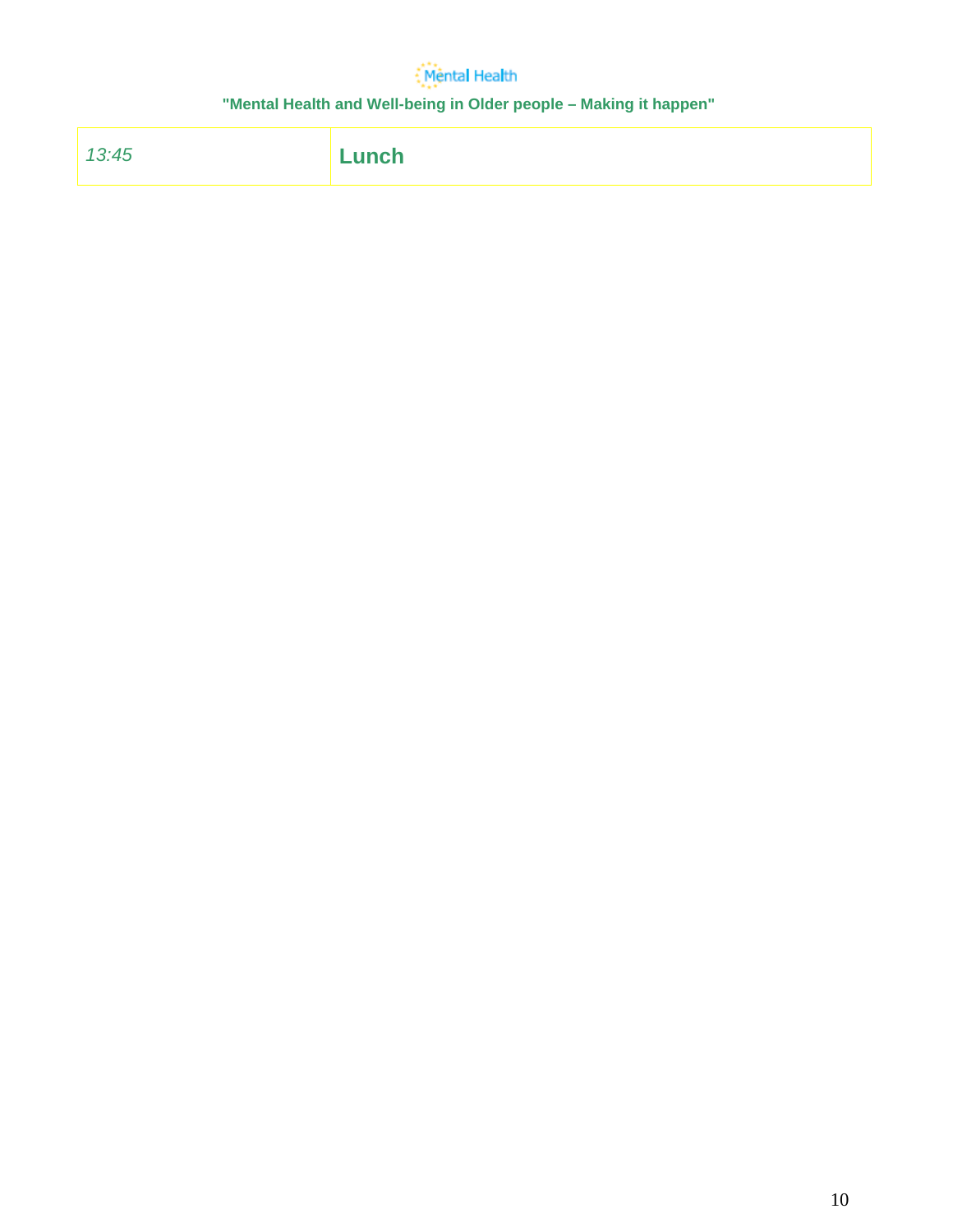| | |
|---|---|
| *13:45* | **Lunch** |